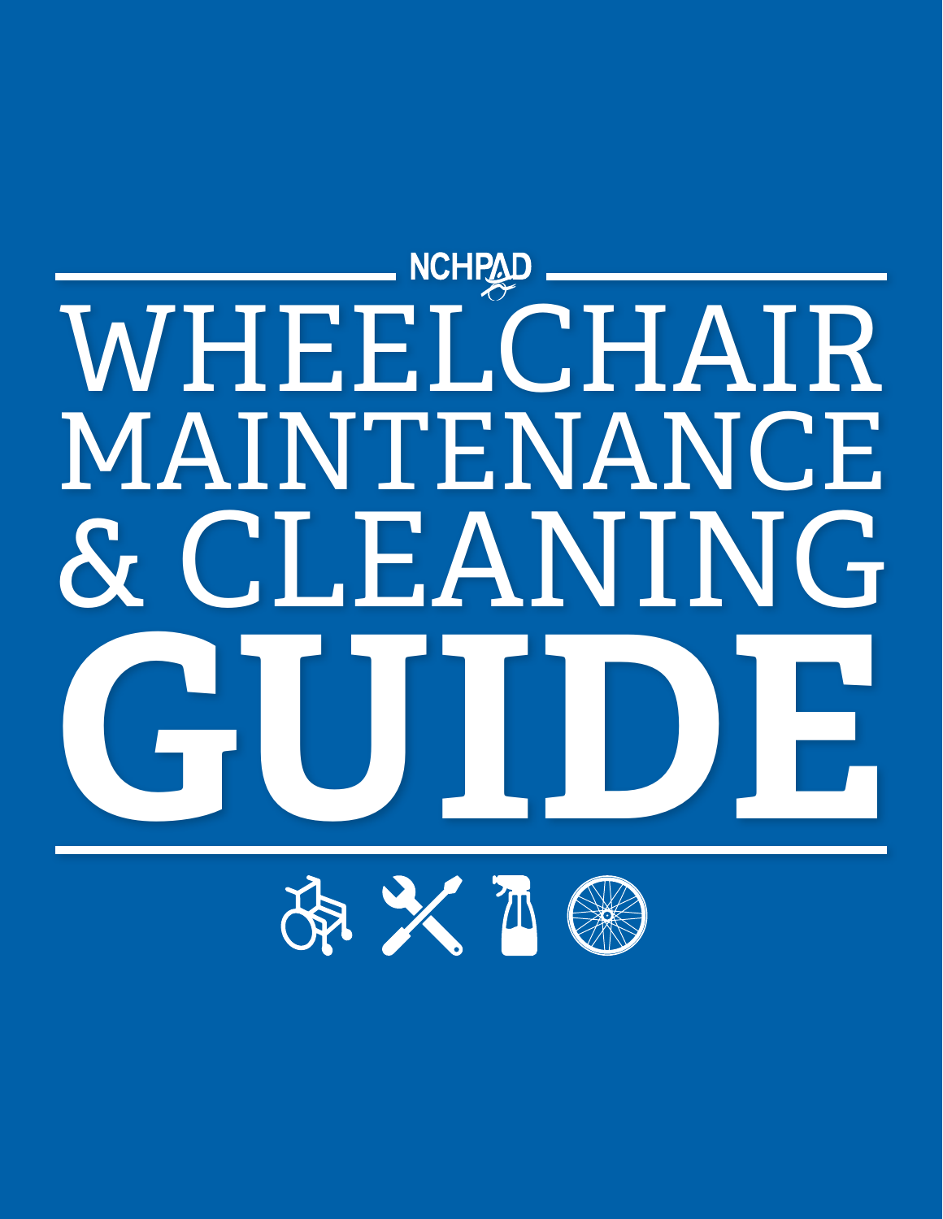NCHPAD

# WHEELCHAIR MAINTENANCE & CLEANING GUIDE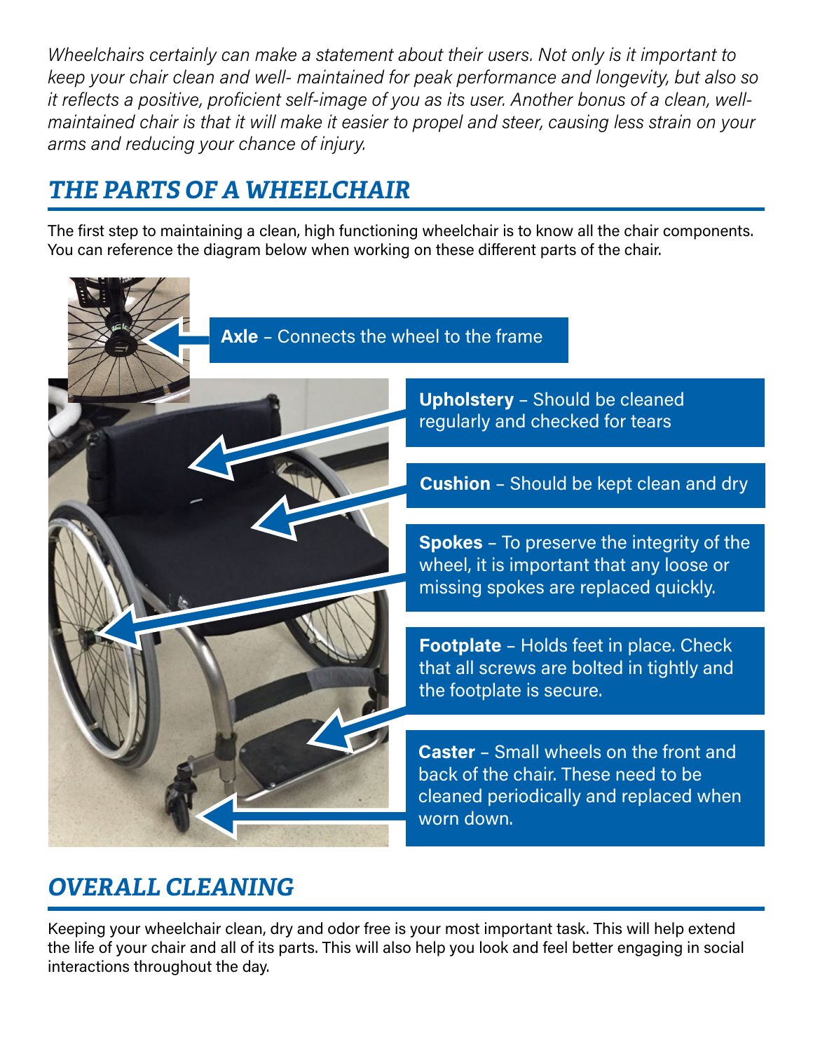*Wheelchairs certainly can make a statement about their users. Not only is it important to keep your chair clean and well- maintained for peak performance and longevity, but also so it reflects a positive, proficient self-image of you as its user. Another bonus of a clean, well-maintained chair is that it will make it easier to propel and steer, causing less strain on your arms and reducing your chance of injury.*

## THE PARTS OF A WHEELCHAIR

The first step to maintaining a clean, high functioning wheelchair is to know all the chair components. You can reference the diagram below when working on these different parts of the chair.

**Axle** – Connects the wheel to the frame

**Upholstery** – Should be cleaned regularly and checked for tears

**Cushion** – Should be kept clean and dry

**Spokes** – To preserve the integrity of the wheel, it is important that any loose or missing spokes are replaced quickly.

**Footplate** – Holds feet in place. Check that all screws are bolted in tightly and the footplate is secure.

**Caster** – Small wheels on the front and back of the chair. These need to be cleaned periodically and replaced when worn down.

## OVERALL CLEANING

Keeping your wheelchair clean, dry and odor free is your most important task. This will help extend the life of your chair and all of its parts. This will also help you look and feel better engaging in social interactions throughout the day.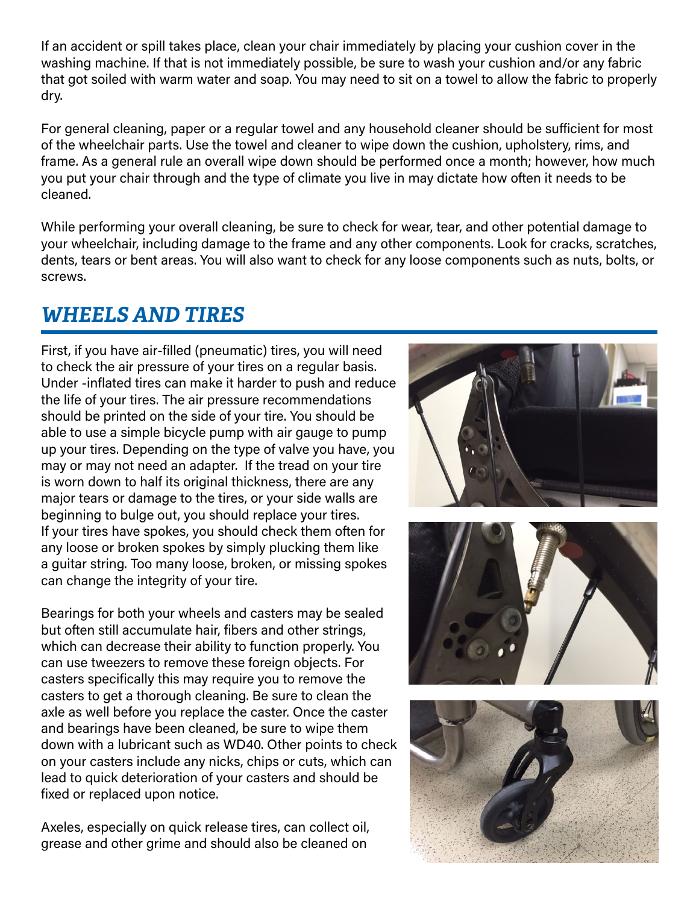If an accident or spill takes place, clean your chair immediately by placing your cushion cover in the washing machine. If that is not immediately possible, be sure to wash your cushion and/or any fabric that got soiled with warm water and soap. You may need to sit on a towel to allow the fabric to properly dry.

For general cleaning, paper or a regular towel and any household cleaner should be sufficient for most of the wheelchair parts. Use the towel and cleaner to wipe down the cushion, upholstery, rims, and frame. As a general rule an overall wipe down should be performed once a month; however, how much you put your chair through and the type of climate you live in may dictate how often it needs to be cleaned.

While performing your overall cleaning, be sure to check for wear, tear, and other potential damage to your wheelchair, including damage to the frame and any other components. Look for cracks, scratches, dents, tears or bent areas. You will also want to check for any loose components such as nuts, bolts, or screws.

## *WHEELS AND TIRES*

First, if you have air-filled (pneumatic) tires, you will need to check the air pressure of your tires on a regular basis. Under -inflated tires can make it harder to push and reduce the life of your tires. The air pressure recommendations should be printed on the side of your tire. You should be able to use a simple bicycle pump with air gauge to pump up your tires. Depending on the type of valve you have, you may or may not need an adapter. If the tread on your tire is worn down to half its original thickness, there are any major tears or damage to the tires, or your side walls are beginning to bulge out, you should replace your tires. If your tires have spokes, you should check them often for any loose or broken spokes by simply plucking them like a guitar string. Too many loose, broken, or missing spokes can change the integrity of your tire.

Bearings for both your wheels and casters may be sealed but often still accumulate hair, fibers and other strings, which can decrease their ability to function properly. You can use tweezers to remove these foreign objects. For casters specifically this may require you to remove the casters to get a thorough cleaning. Be sure to clean the axle as well before you replace the caster. Once the caster and bearings have been cleaned, be sure to wipe them down with a lubricant such as WD40. Other points to check on your casters include any nicks, chips or cuts, which can lead to quick deterioration of your casters and should be fixed or replaced upon notice.

Axeles, especially on quick release tires, can collect oil, grease and other grime and should also be cleaned on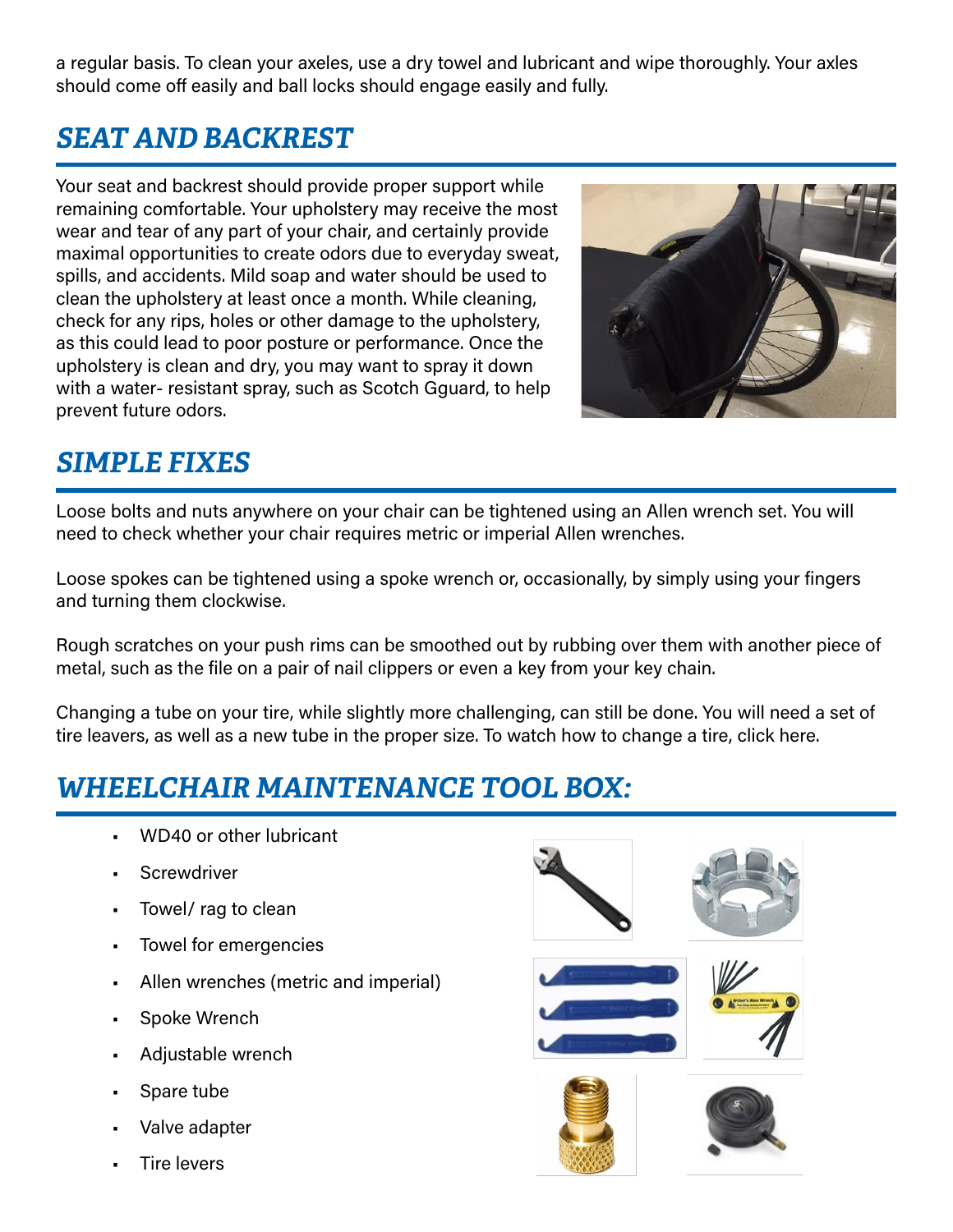a regular basis. To clean your axeles, use a dry towel and lubricant and wipe thoroughly. Your axles should come off easily and ball locks should engage easily and fully.

## *SEAT AND BACKREST*

Your seat and backrest should provide proper support while remaining comfortable. Your upholstery may receive the most wear and tear of any part of your chair, and certainly provide maximal opportunities to create odors due to everyday sweat, spills, and accidents. Mild soap and water should be used to clean the upholstery at least once a month. While cleaning, check for any rips, holes or other damage to the upholstery, as this could lead to poor posture or performance. Once the upholstery is clean and dry, you may want to spray it down with a water- resistant spray, such as Scotch Gguard, to help prevent future odors.

## *SIMPLE FIXES*

Loose bolts and nuts anywhere on your chair can be tightened using an Allen wrench set. You will need to check whether your chair requires metric or imperial Allen wrenches.

Loose spokes can be tightened using a spoke wrench or, occasionally, by simply using your fingers and turning them clockwise.

Rough scratches on your push rims can be smoothed out by rubbing over them with another piece of metal, such as the file on a pair of nail clippers or even a key from your key chain.

Changing a tube on your tire, while slightly more challenging, can still be done. You will need a set of tire leavers, as well as a new tube in the proper size. To watch how to change a tire, click here.

## *WHEELCHAIR MAINTENANCE TOOL BOX:*

- WD40 or other lubricant
- Screwdriver
- Towel/ rag to clean
- Towel for emergencies
- Allen wrenches (metric and imperial)
- Spoke Wrench
- Adjustable wrench
- Spare tube
- Valve adapter
- Tire levers